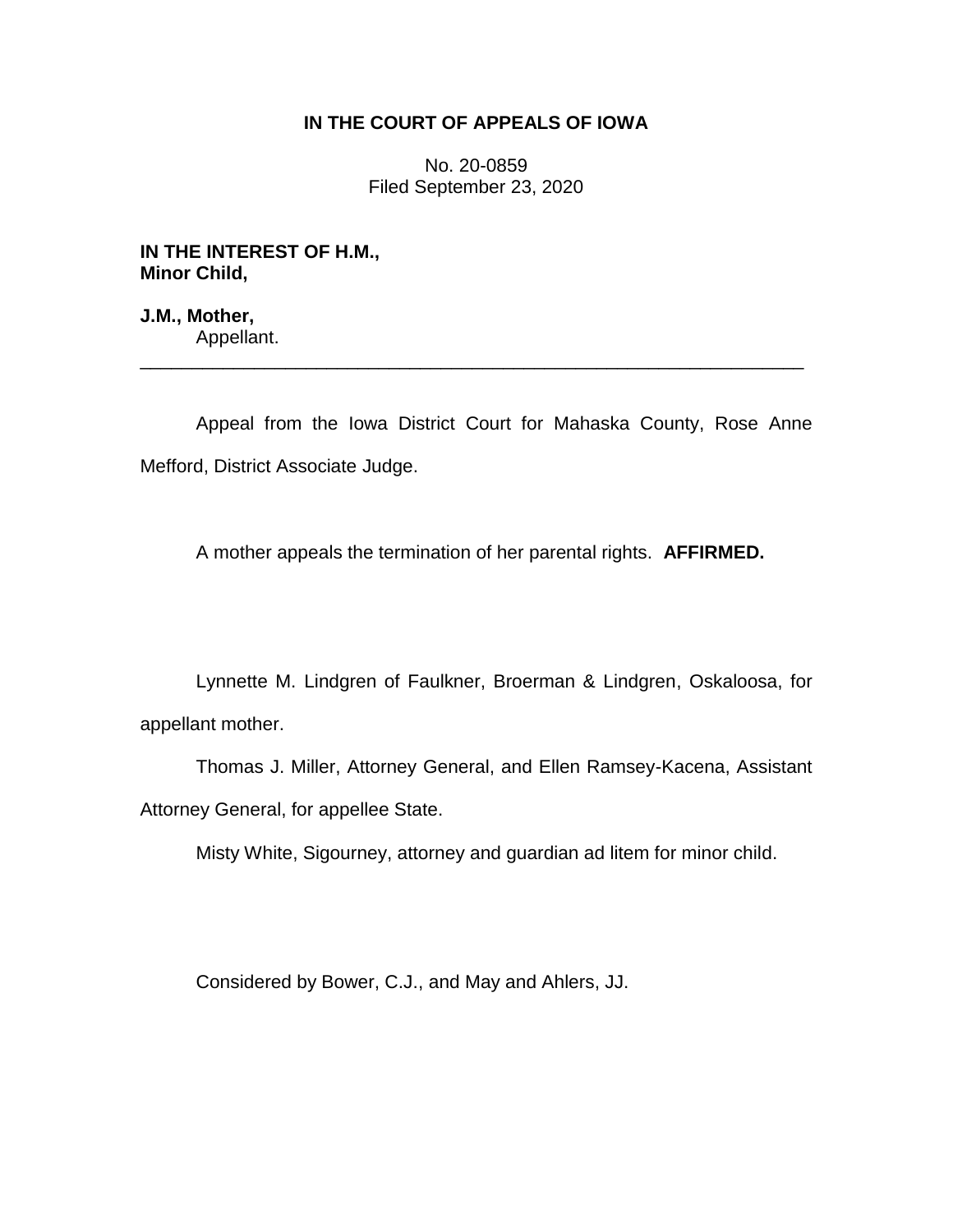**IN THE COURT OF APPEALS OF IOWA**

No. 20-0859
Filed September 23, 2020

**IN THE INTEREST OF H.M.,**
**Minor Child,**

**J.M., Mother,**
Appellant.

---

Appeal from the Iowa District Court for Mahaska County, Rose Anne Mefford, District Associate Judge.

A mother appeals the termination of her parental rights. **AFFIRMED.**

Lynnette M. Lindgren of Faulkner, Broerman & Lindgren, Oskaloosa, for appellant mother.

Thomas J. Miller, Attorney General, and Ellen Ramsey-Kacena, Assistant Attorney General, for appellee State.

Misty White, Sigourney, attorney and guardian ad litem for minor child.

Considered by Bower, C.J., and May and Ahlers, JJ.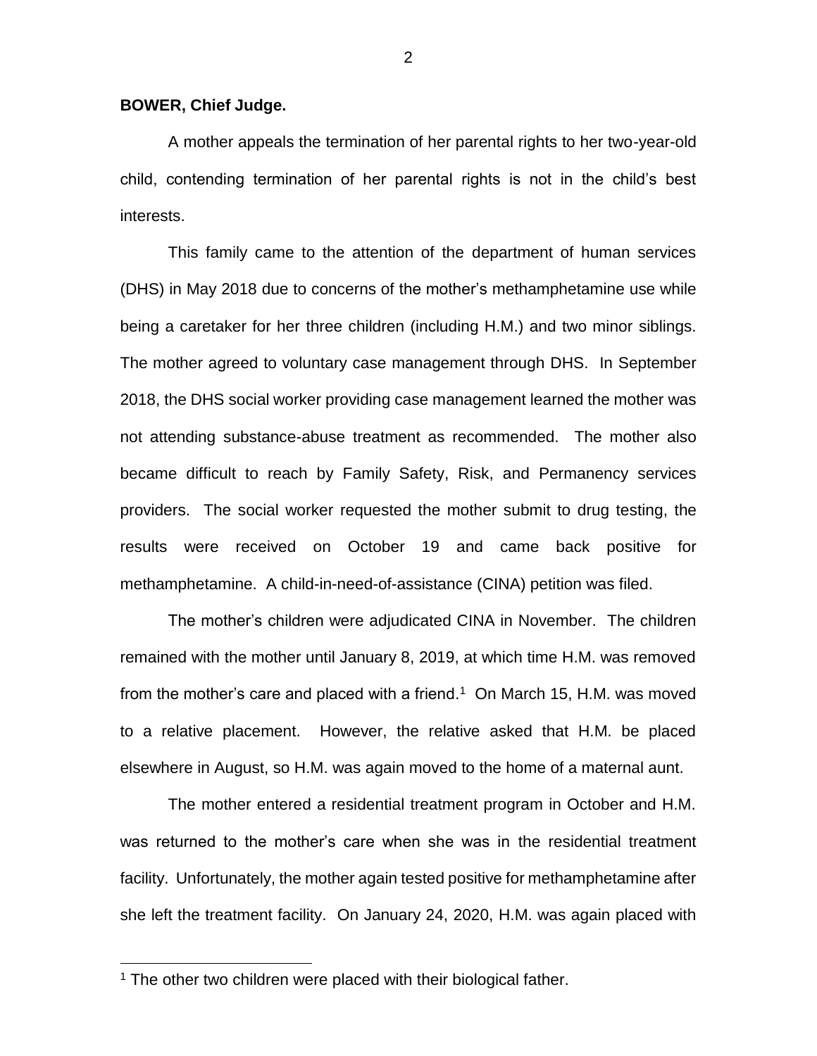**BOWER, Chief Judge.**

A mother appeals the termination of her parental rights to her two-year-old child, contending termination of her parental rights is not in the child's best interests.

This family came to the attention of the department of human services (DHS) in May 2018 due to concerns of the mother's methamphetamine use while being a caretaker for her three children (including H.M.) and two minor siblings. The mother agreed to voluntary case management through DHS. In September 2018, the DHS social worker providing case management learned the mother was not attending substance-abuse treatment as recommended. The mother also became difficult to reach by Family Safety, Risk, and Permanency services providers. The social worker requested the mother submit to drug testing, the results were received on October 19 and came back positive for methamphetamine. A child-in-need-of-assistance (CINA) petition was filed.

The mother's children were adjudicated CINA in November. The children remained with the mother until January 8, 2019, at which time H.M. was removed from the mother's care and placed with a friend.[1] On March 15, H.M. was moved to a relative placement. However, the relative asked that H.M. be placed elsewhere in August, so H.M. was again moved to the home of a maternal aunt.

The mother entered a residential treatment program in October and H.M. was returned to the mother's care when she was in the residential treatment facility. Unfortunately, the mother again tested positive for methamphetamine after she left the treatment facility. On January 24, 2020, H.M. was again placed with

[1] The other two children were placed with their biological father.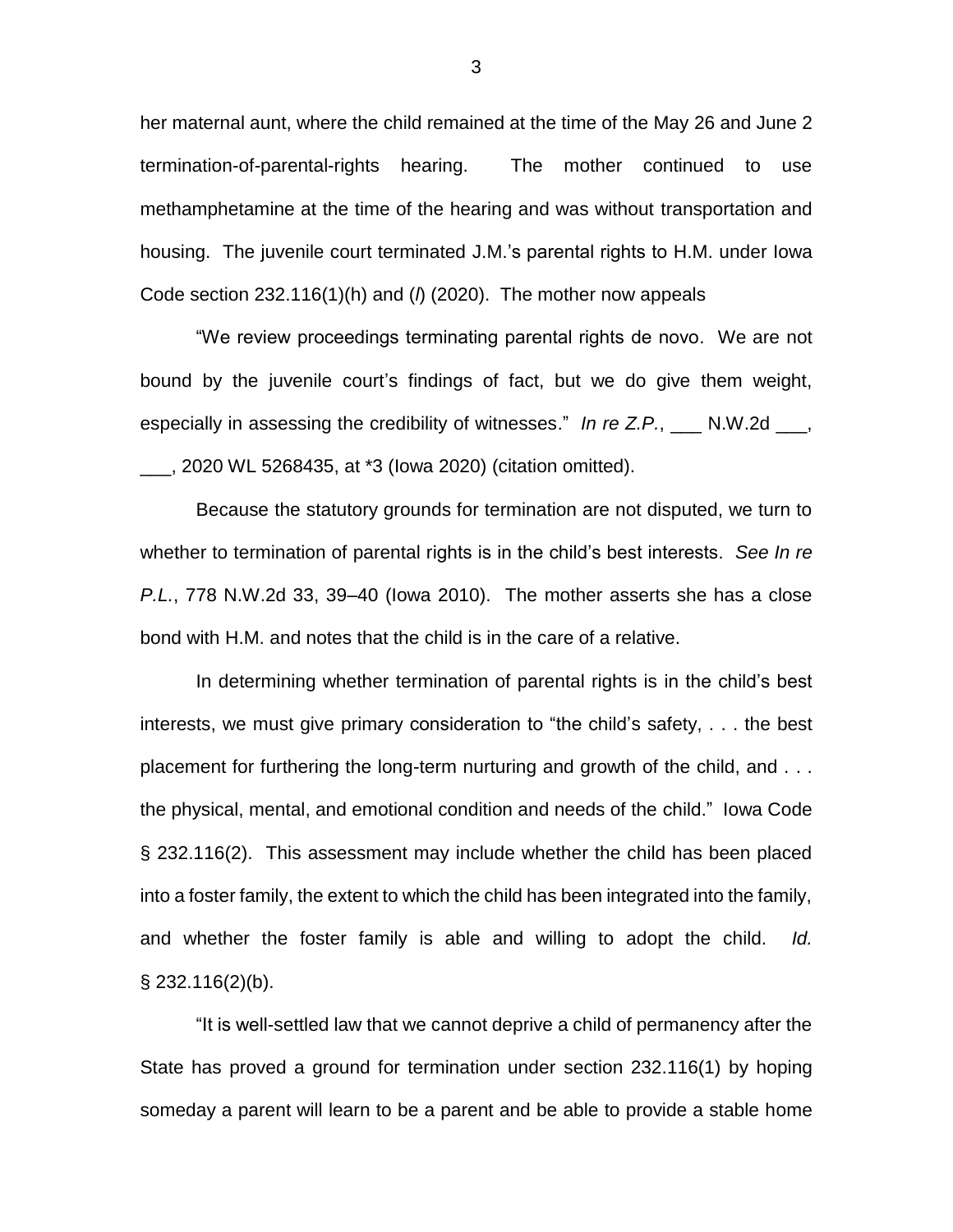her maternal aunt, where the child remained at the time of the May 26 and June 2 termination-of-parental-rights hearing. The mother continued to use methamphetamine at the time of the hearing and was without transportation and housing. The juvenile court terminated J.M.'s parental rights to H.M. under Iowa Code section 232.116(1)(h) and (*l*) (2020). The mother now appeals

"We review proceedings terminating parental rights de novo. We are not bound by the juvenile court's findings of fact, but we do give them weight, especially in assessing the credibility of witnesses." *In re Z.P.*, ___ N.W.2d ___, ___, 2020 WL 5268435, at *3 (Iowa 2020) (citation omitted).

Because the statutory grounds for termination are not disputed, we turn to whether to termination of parental rights is in the child's best interests. *See In re P.L.*, 778 N.W.2d 33, 39–40 (Iowa 2010). The mother asserts she has a close bond with H.M. and notes that the child is in the care of a relative.

In determining whether termination of parental rights is in the child's best interests, we must give primary consideration to "the child's safety, . . . the best placement for furthering the long-term nurturing and growth of the child, and . . . the physical, mental, and emotional condition and needs of the child." Iowa Code § 232.116(2). This assessment may include whether the child has been placed into a foster family, the extent to which the child has been integrated into the family, and whether the foster family is able and willing to adopt the child. *Id.* § 232.116(2)(b).

"It is well-settled law that we cannot deprive a child of permanency after the State has proved a ground for termination under section 232.116(1) by hoping someday a parent will learn to be a parent and be able to provide a stable home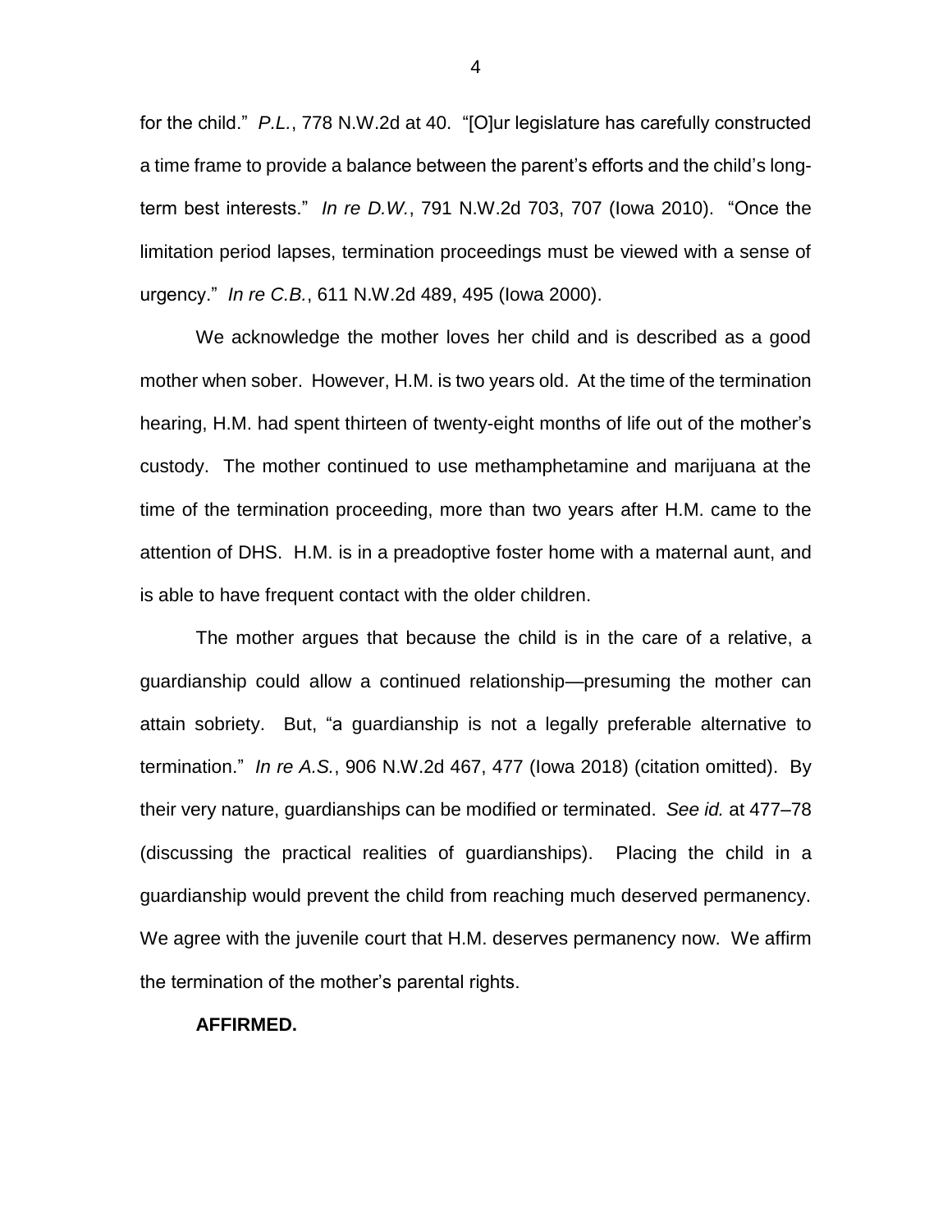for the child." *P.L.*, 778 N.W.2d at 40. "[O]ur legislature has carefully constructed a time frame to provide a balance between the parent's efforts and the child's long-term best interests." *In re D.W.*, 791 N.W.2d 703, 707 (Iowa 2010). "Once the limitation period lapses, termination proceedings must be viewed with a sense of urgency." *In re C.B.*, 611 N.W.2d 489, 495 (Iowa 2000).

We acknowledge the mother loves her child and is described as a good mother when sober. However, H.M. is two years old. At the time of the termination hearing, H.M. had spent thirteen of twenty-eight months of life out of the mother's custody. The mother continued to use methamphetamine and marijuana at the time of the termination proceeding, more than two years after H.M. came to the attention of DHS. H.M. is in a preadoptive foster home with a maternal aunt, and is able to have frequent contact with the older children.

The mother argues that because the child is in the care of a relative, a guardianship could allow a continued relationship—presuming the mother can attain sobriety. But, "a guardianship is not a legally preferable alternative to termination." *In re A.S.*, 906 N.W.2d 467, 477 (Iowa 2018) (citation omitted). By their very nature, guardianships can be modified or terminated. *See id.* at 477–78 (discussing the practical realities of guardianships). Placing the child in a guardianship would prevent the child from reaching much deserved permanency. We agree with the juvenile court that H.M. deserves permanency now. We affirm the termination of the mother's parental rights.

**AFFIRMED.**